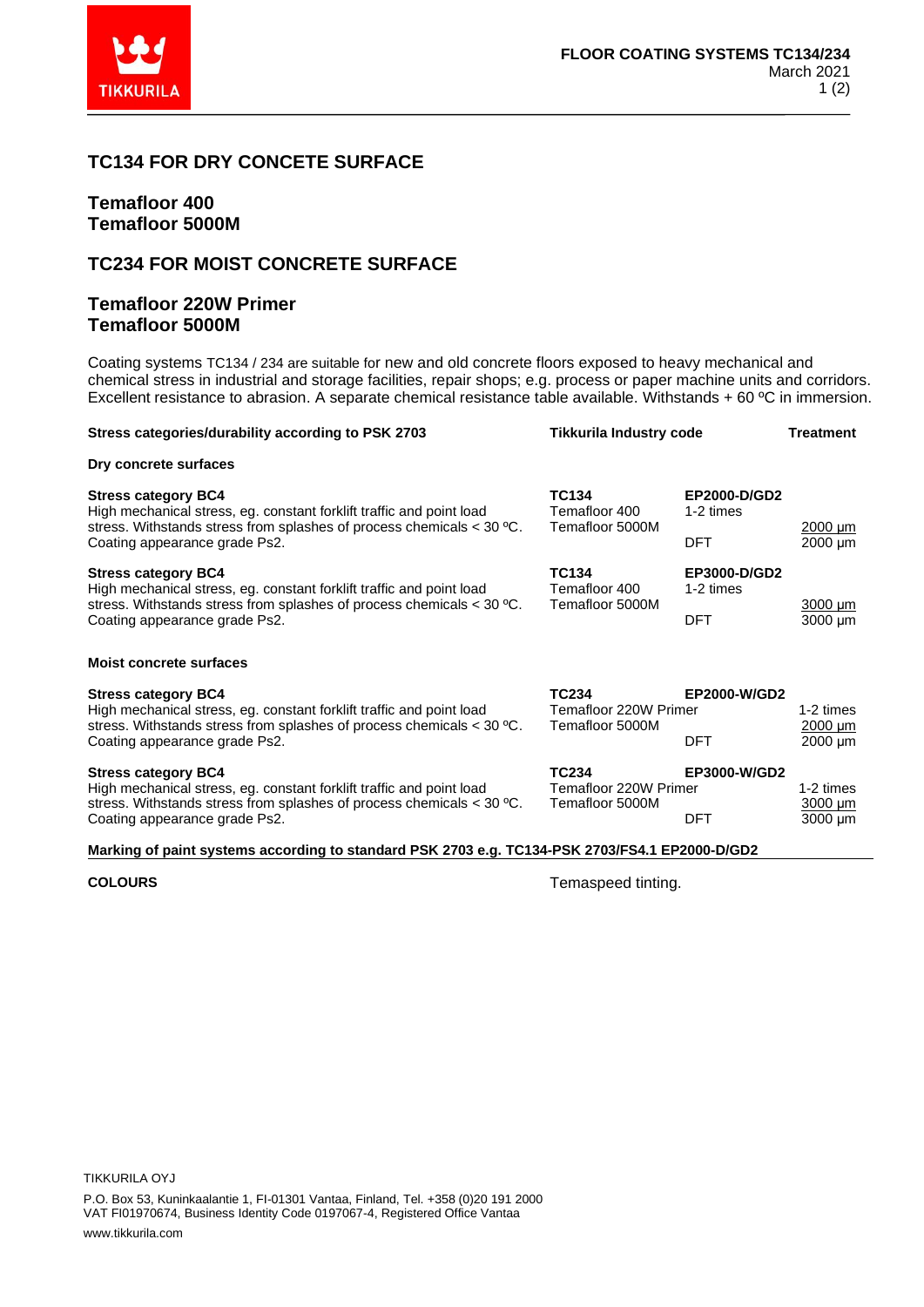# TC134 FOR DRY CONCETE SURFACE

## Temafloor 400
## Temafloor 5000M

# TC234 FOR MOIST CONCRETE SURFACE

## Temafloor 220W Primer
## Temafloor 5000M

Coating systems TC134 / 234 are suitable for new and old concrete floors exposed to heavy mechanical and chemical stress in industrial and storage facilities, repair shops; e.g. process or paper machine units and corridors. Excellent resistance to abrasion. A separate chemical resistance table available. Withstands + 60 ºC in immersion.

| Stress categories/durability according to PSK 2703 | Tikkurila Industry code | | Treatment |
|---|---|---|---|
| **Dry concrete surfaces** | | | |
| **Stress category BC4**<br>High mechanical stress, eg. constant forklift traffic and point load stress. Withstands stress from splashes of process chemicals < 30 ºC. Coating appearance grade Ps2. | **TC134**<br>Temafloor 400<br>Temafloor 5000M | **EP2000-D/GD2**<br>1-2 times<br><br>DFT | <br><br>2000 µm<br>2000 µm |
| **Stress category BC4**<br>High mechanical stress, eg. constant forklift traffic and point load stress. Withstands stress from splashes of process chemicals < 30 ºC. Coating appearance grade Ps2. | **TC134**<br>Temafloor 400<br>Temafloor 5000M | **EP3000-D/GD2**<br>1-2 times<br><br>DFT | <br><br>3000 µm<br>3000 µm |
| **Moist concrete surfaces** | | | |
| **Stress category BC4**<br>High mechanical stress, eg. constant forklift traffic and point load stress. Withstands stress from splashes of process chemicals < 30 ºC. Coating appearance grade Ps2. | **TC234**<br>Temafloor 220W Primer<br>Temafloor 5000M | **EP2000-W/GD2**<br><br><br>DFT | <br>1-2 times<br>2000 µm<br>2000 µm |
| **Stress category BC4**<br>High mechanical stress, eg. constant forklift traffic and point load stress. Withstands stress from splashes of process chemicals < 30 ºC. Coating appearance grade Ps2. | **TC234**<br>Temafloor 220W Primer<br>Temafloor 5000M | **EP3000-W/GD2**<br><br><br>DFT | <br>1-2 times<br>3000 µm<br>3000 µm |

**Marking of paint systems according to standard PSK 2703 e.g. TC134-PSK 2703/FS4.1 EP2000-D/GD2**

**COLOURS** Temaspeed tinting.

TIKKURILA OYJ

P.O. Box 53, Kuninkaalantie 1, FI-01301 Vantaa, Finland, Tel. +358 (0)20 191 2000
VAT FI01970674, Business Identity Code 0197067-4, Registered Office Vantaa

www.tikkurila.com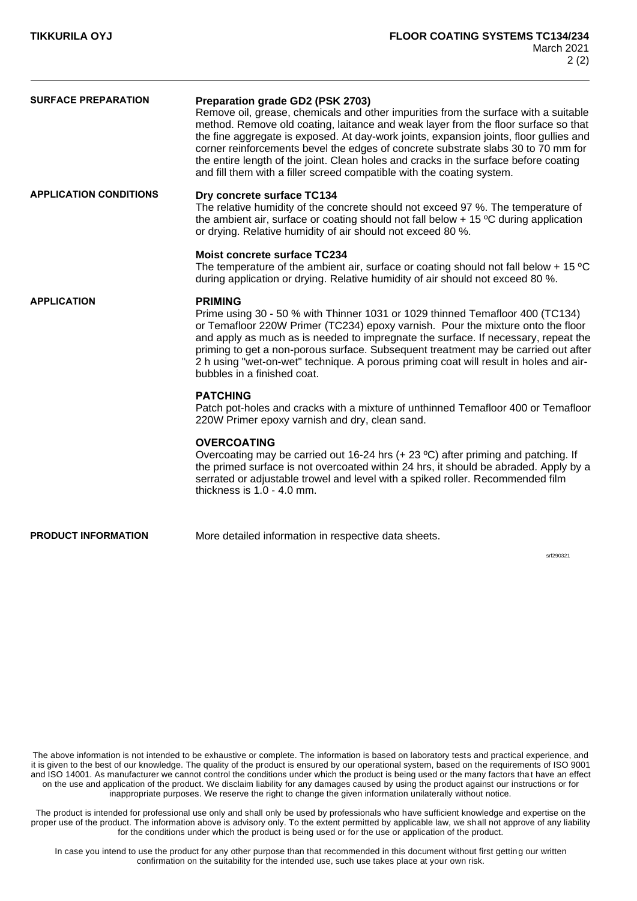**SURFACE PREPARATION**

**Preparation grade GD2 (PSK 2703)**
Remove oil, grease, chemicals and other impurities from the surface with a suitable method. Remove old coating, laitance and weak layer from the floor surface so that the fine aggregate is exposed. At day-work joints, expansion joints, floor gullies and corner reinforcements bevel the edges of concrete substrate slabs 30 to 70 mm for the entire length of the joint. Clean holes and cracks in the surface before coating and fill them with a filler screed compatible with the coating system.

**APPLICATION CONDITIONS**

**Dry concrete surface TC134**
The relative humidity of the concrete should not exceed 97 %. The temperature of the ambient air, surface or coating should not fall below + 15 ºC during application or drying. Relative humidity of air should not exceed 80 %.

**Moist concrete surface TC234**
The temperature of the ambient air, surface or coating should not fall below + 15 ºC during application or drying. Relative humidity of air should not exceed 80 %.

**APPLICATION**

**PRIMING**
Prime using 30 - 50 % with Thinner 1031 or 1029 thinned Temafloor 400 (TC134) or Temafloor 220W Primer (TC234) epoxy varnish. Pour the mixture onto the floor and apply as much as is needed to impregnate the surface. If necessary, repeat the priming to get a non-porous surface. Subsequent treatment may be carried out after 2 h using "wet-on-wet" technique. A porous priming coat will result in holes and air-bubbles in a finished coat.

**PATCHING**
Patch pot-holes and cracks with a mixture of unthinned Temafloor 400 or Temafloor 220W Primer epoxy varnish and dry, clean sand.

**OVERCOATING**
Overcoating may be carried out 16-24 hrs (+ 23 ºC) after priming and patching. If the primed surface is not overcoated within 24 hrs, it should be abraded. Apply by a serrated or adjustable trowel and level with a spiked roller. Recommended film thickness is 1.0 - 4.0 mm.

**PRODUCT INFORMATION**

More detailed information in respective data sheets.

srf290321

The above information is not intended to be exhaustive or complete. The information is based on laboratory tests and practical experience, and it is given to the best of our knowledge. The quality of the product is ensured by our operational system, based on the requirements of ISO 9001 and ISO 14001. As manufacturer we cannot control the conditions under which the product is being used or the many factors that have an effect on the use and application of the product. We disclaim liability for any damages caused by using the product against our instructions or for inappropriate purposes. We reserve the right to change the given information unilaterally without notice.

The product is intended for professional use only and shall only be used by professionals who have sufficient knowledge and expertise on the proper use of the product. The information above is advisory only. To the extent permitted by applicable law, we shall not approve of any liability for the conditions under which the product is being used or for the use or application of the product.

In case you intend to use the product for any other purpose than that recommended in this document without first getting our written confirmation on the suitability for the intended use, such use takes place at your own risk.